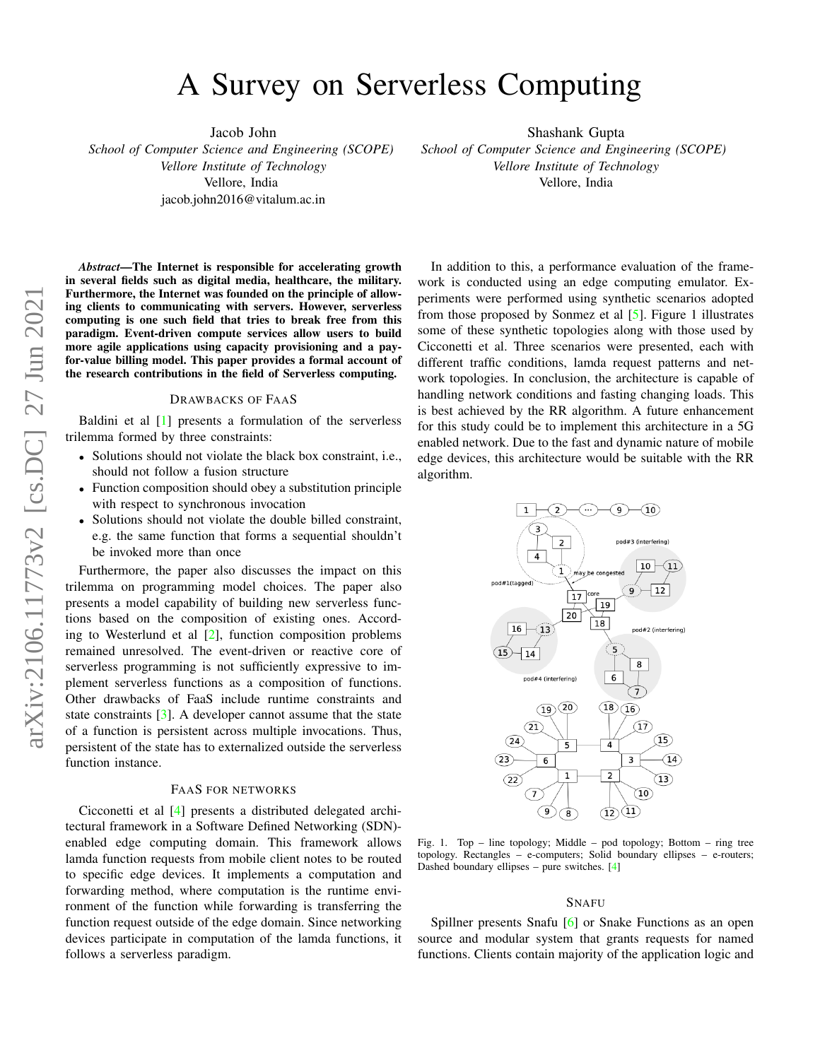# A Survey on Serverless Computing

Jacob John
*School of Computer Science and Engineering (SCOPE)*
*Vellore Institute of Technology*
Vellore, India
jacob.john2016@vitalum.ac.in

Shashank Gupta
*School of Computer Science and Engineering (SCOPE)*
*Vellore Institute of Technology*
Vellore, India

***Abstract*—The Internet is responsible for accelerating growth in several fields such as digital media, healthcare, the military. Furthermore, the Internet was founded on the principle of allowing clients to communicating with servers. However, serverless computing is one such field that tries to break free from this paradigm. Event-driven compute services allow users to build more agile applications using capacity provisioning and a pay-for-value billing model. This paper provides a formal account of the research contributions in the field of Serverless computing.**

## DRAWBACKS OF FAAS

Baldini et al [1] presents a formulation of the serverless trilemma formed by three constraints:

- Solutions should not violate the black box constraint, i.e., should not follow a fusion structure
- Function composition should obey a substitution principle with respect to synchronous invocation
- Solutions should not violate the double billed constraint, e.g. the same function that forms a sequential shouldn't be invoked more than once

Furthermore, the paper also discusses the impact on this trilemma on programming model choices. The paper also presents a model capability of building new serverless functions based on the composition of existing ones. According to Westerlund et al [2], function composition problems remained unresolved. The event-driven or reactive core of serverless programming is not sufficiently expressive to implement serverless functions as a composition of functions. Other drawbacks of FaaS include runtime constraints and state constraints [3]. A developer cannot assume that the state of a function is persistent across multiple invocations. Thus, persistent of the state has to externalized outside the serverless function instance.

## FAAS FOR NETWORKS

Cicconetti et al [4] presents a distributed delegated architectural framework in a Software Defined Networking (SDN)-enabled edge computing domain. This framework allows lamda function requests from mobile client notes to be routed to specific edge devices. It implements a computation and forwarding method, where computation is the runtime environment of the function while forwarding is transferring the function request outside of the edge domain. Since networking devices participate in computation of the lamda functions, it follows a serverless paradigm.

In addition to this, a performance evaluation of the framework is conducted using an edge computing emulator. Experiments were performed using synthetic scenarios adopted from those proposed by Sonmez et al [5]. Figure 1 illustrates some of these synthetic topologies along with those used by Cicconetti et al. Three scenarios were presented, each with different traffic conditions, lamda request patterns and network topologies. In conclusion, the architecture is capable of handling network conditions and fasting changing loads. This is best achieved by the RR algorithm. A future enhancement for this study could be to implement this architecture in a 5G enabled network. Due to the fast and dynamic nature of mobile edge devices, this architecture would be suitable with the RR algorithm.

1 2 ... 9 10
3 2 4 1 may be congested
pod#1(tagged)
pod#3 (interfering)
10 11 9 12
17 core 19 20 18
16 13 15 14
pod#4 (interfering)
pod#2 (interfering)
5 8 6 7
19 20 18 16 21 17 5 4 24 15 23 6 3 14 22 1 2 13 7 10 9 8 12 11

Fig. 1. Top – line topology; Middle – pod topology; Bottom – ring tree topology. Rectangles – e-computers; Solid boundary ellipses – e-routers; Dashed boundary ellipses – pure switches. [4]

## SNAFU

Spillner presents Snafu [6] or Snake Functions as an open source and modular system that grants requests for named functions. Clients contain majority of the application logic and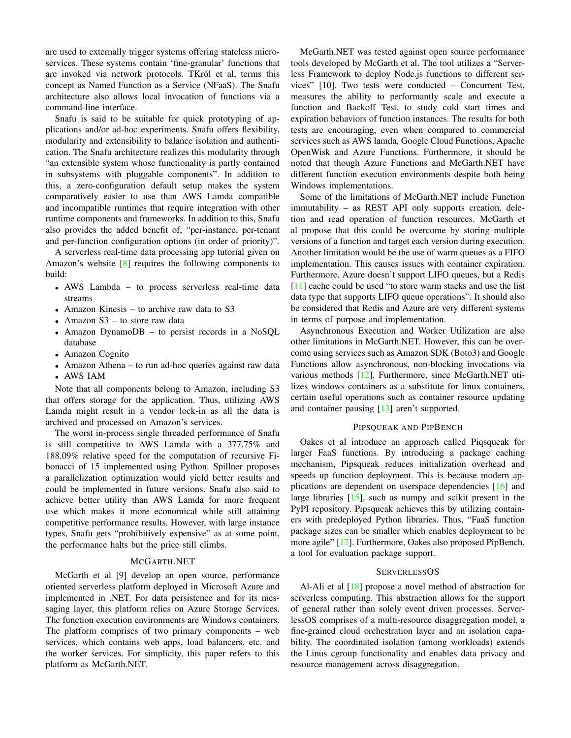are used to externally trigger systems offering stateless micro-services. These systems contain 'fine-granular' functions that are invoked via network protocols. TKról et al, terms this concept as Named Function as a Service (NFaaS). The Snafu architecture also allows local invocation of functions via a command-line interface.

Snafu is said to be suitable for quick prototyping of applications and/or ad-hoc experiments. Snafu offers flexibility, modularity and extensibility to balance isolation and authentication. The Snafu architecture realizes this modularity through "an extensible system whose functionality is partly contained in subsystems with pluggable components". In addition to this, a zero-configuration default setup makes the system comparatively easier to use than AWS Lamda compatible and incompatible runtimes that require integration with other runtime components and frameworks. In addition to this, Snafu also provides the added benefit of, "per-instance, per-tenant and per-function configuration options (in order of priority)".

A serverless real-time data processing app tutorial given on Amazon's website [8] requires the following components to build:

- AWS Lambda – to process serverless real-time data streams
- Amazon Kinesis – to archive raw data to S3
- Amazon S3 – to store raw data
- Amazon DynamoDB – to persist records in a NoSQL database
- Amazon Cognito
- Amazon Athena – to run ad-hoc queries against raw data
- AWS IAM

Note that all components belong to Amazon, including S3 that offers storage for the application. Thus, utilizing AWS Lamda might result in a vendor lock-in as all the data is archived and processed on Amazon's services.

The worst in-process single threaded performance of Snafu is still competitive to AWS Lamda with a 377.75% and 188.09% relative speed for the computation of recursive Fibonacci of 15 implemented using Python. Spillner proposes a parallelization optimization would yield better results and could be implemented in future versions. Snafu also said to achieve better utility than AWS Lamda for more frequent use which makes it more economical while still attaining competitive performance results. However, with large instance types, Snafu gets "prohibitively expensive" as at some point, the performance halts but the price still climbs.

## McGarth.NET

McGarth et al [9] develop an open source, performance oriented serverless platform deployed in Microsoft Azure and implemented in .NET. For data persistence and for its messaging layer, this platform relies on Azure Storage Services. The function execution environments are Windows containers. The platform comprises of two primary components – web services, which contains web apps, load balancers, etc. and the worker services. For simplicity, this paper refers to this platform as McGarth.NET.

McGarth.NET was tested against open source performance tools developed by McGarth et al. The tool utilizes a "Serverless Framework to deploy Node.js functions to different services" [10]. Two tests were conducted – Concurrent Test, measures the ability to performantly scale and execute a function and Backoff Test, to study cold start times and expiration behaviors of function instances. The results for both tests are encouraging, even when compared to commercial services such as AWS lamda, Google Cloud Functions, Apache OpenWisk and Azure Functions. Furthermore, it should be noted that though Azure Functions and McGarth.NET have different function execution environments despite both being Windows implementations.

Some of the limitations of McGarth.NET include Function immutability – as REST API only supports creation, deletion and read operation of function resources. McGarth et al propose that this could be overcome by storing multiple versions of a function and target each version during execution. Another limitation would be the use of warm queues as a FIFO implementation. This causes issues with container expiration. Furthermore, Azure doesn't support LIFO queues, but a Redis [11] cache could be used "to store warm stacks and use the list data type that supports LIFO queue operations". It should also be considered that Redis and Azure are very different systems in terms of purpose and implementation.

Asynchronous Execution and Worker Utilization are also other limitations in McGarth.NET. However, this can be overcome using services such as Amazon SDK (Boto3) and Google Functions allow asynchronous, non-blocking invocations via various methods [12]. Furthermore, since McGarth.NET utilizes windows containers as a substitute for linux containers, certain useful operations such as container resource updating and container pausing [13] aren't supported.

## Pipsqueak and PipBench

Oakes et al introduce an approach called Piqsqueak for larger FaaS functions. By introducing a package caching mechanism, Pipsqueak reduces initialization overhead and speeds up function deployment. This is because modern applications are dependent on userspace dependencies [16] and large libraries [15], such as numpy and scikit present in the PyPI repository. Pipsqueak achieves this by utilizing containers with predeployed Python libraries. Thus, "FaaS function package sizes can be smaller which enables deployment to be more agile" [17]. Furthermore, Oakes also proposed PipBench, a tool for evaluation package support.

## ServerlessOS

Al-Ali et al [18] propose a novel method of abstraction for serverless computing. This abstraction allows for the support of general rather than solely event driven processes. ServerlessOS comprises of a multi-resource disaggregation model, a fine-grained cloud orchestration layer and an isolation capability. The coordinated isolation (among workloads) extends the Linus cgroup functionality and enables data privacy and resource management across disaggregation.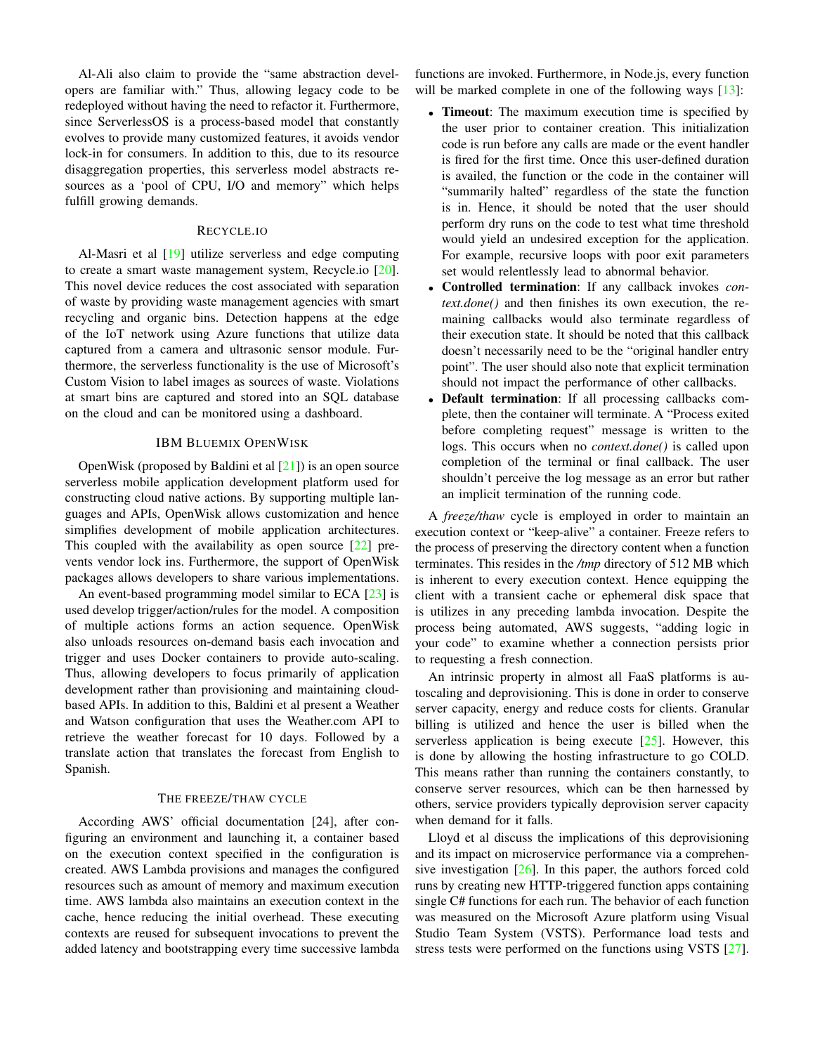Al-Ali also claim to provide the "same abstraction developers are familiar with." Thus, allowing legacy code to be redeployed without having the need to refactor it. Furthermore, since ServerlessOS is a process-based model that constantly evolves to provide many customized features, it avoids vendor lock-in for consumers. In addition to this, due to its resource disaggregation properties, this serverless model abstracts resources as a 'pool of CPU, I/O and memory" which helps fulfill growing demands.

### RECYCLE.IO

Al-Masri et al [19] utilize serverless and edge computing to create a smart waste management system, Recycle.io [20]. This novel device reduces the cost associated with separation of waste by providing waste management agencies with smart recycling and organic bins. Detection happens at the edge of the IoT network using Azure functions that utilize data captured from a camera and ultrasonic sensor module. Furthermore, the serverless functionality is the use of Microsoft's Custom Vision to label images as sources of waste. Violations at smart bins are captured and stored into an SQL database on the cloud and can be monitored using a dashboard.

### IBM BLUEMIX OPENWISK

OpenWisk (proposed by Baldini et al [21]) is an open source serverless mobile application development platform used for constructing cloud native actions. By supporting multiple languages and APIs, OpenWisk allows customization and hence simplifies development of mobile application architectures. This coupled with the availability as open source [22] prevents vendor lock ins. Furthermore, the support of OpenWisk packages allows developers to share various implementations.

An event-based programming model similar to ECA [23] is used develop trigger/action/rules for the model. A composition of multiple actions forms an action sequence. OpenWisk also unloads resources on-demand basis each invocation and trigger and uses Docker containers to provide auto-scaling. Thus, allowing developers to focus primarily of application development rather than provisioning and maintaining cloud-based APIs. In addition to this, Baldini et al present a Weather and Watson configuration that uses the Weather.com API to retrieve the weather forecast for 10 days. Followed by a translate action that translates the forecast from English to Spanish.

### THE FREEZE/THAW CYCLE

According AWS' official documentation [24], after configuring an environment and launching it, a container based on the execution context specified in the configuration is created. AWS Lambda provisions and manages the configured resources such as amount of memory and maximum execution time. AWS lambda also maintains an execution context in the cache, hence reducing the initial overhead. These executing contexts are reused for subsequent invocations to prevent the added latency and bootstrapping every time successive lambda functions are invoked. Furthermore, in Node.js, every function will be marked complete in one of the following ways [13]:

- **Timeout**: The maximum execution time is specified by the user prior to container creation. This initialization code is run before any calls are made or the event handler is fired for the first time. Once this user-defined duration is availed, the function or the code in the container will "summarily halted" regardless of the state the function is in. Hence, it should be noted that the user should perform dry runs on the code to test what time threshold would yield an undesired exception for the application. For example, recursive loops with poor exit parameters set would relentlessly lead to abnormal behavior.
- **Controlled termination**: If any callback invokes *context.done()* and then finishes its own execution, the remaining callbacks would also terminate regardless of their execution state. It should be noted that this callback doesn't necessarily need to be the "original handler entry point". The user should also note that explicit termination should not impact the performance of other callbacks.
- **Default termination**: If all processing callbacks complete, then the container will terminate. A "Process exited before completing request" message is written to the logs. This occurs when no *context.done()* is called upon completion of the terminal or final callback. The user shouldn't perceive the log message as an error but rather an implicit termination of the running code.

A *freeze/thaw* cycle is employed in order to maintain an execution context or "keep-alive" a container. Freeze refers to the process of preserving the directory content when a function terminates. This resides in the */tmp* directory of 512 MB which is inherent to every execution context. Hence equipping the client with a transient cache or ephemeral disk space that is utilizes in any preceding lambda invocation. Despite the process being automated, AWS suggests, "adding logic in your code" to examine whether a connection persists prior to requesting a fresh connection.

An intrinsic property in almost all FaaS platforms is autoscaling and deprovisioning. This is done in order to conserve server capacity, energy and reduce costs for clients. Granular billing is utilized and hence the user is billed when the serverless application is being execute [25]. However, this is done by allowing the hosting infrastructure to go COLD. This means rather than running the containers constantly, to conserve server resources, which can be then harnessed by others, service providers typically deprovision server capacity when demand for it falls.

Lloyd et al discuss the implications of this deprovisioning and its impact on microservice performance via a comprehensive investigation [26]. In this paper, the authors forced cold runs by creating new HTTP-triggered function apps containing single C# functions for each run. The behavior of each function was measured on the Microsoft Azure platform using Visual Studio Team System (VSTS). Performance load tests and stress tests were performed on the functions using VSTS [27].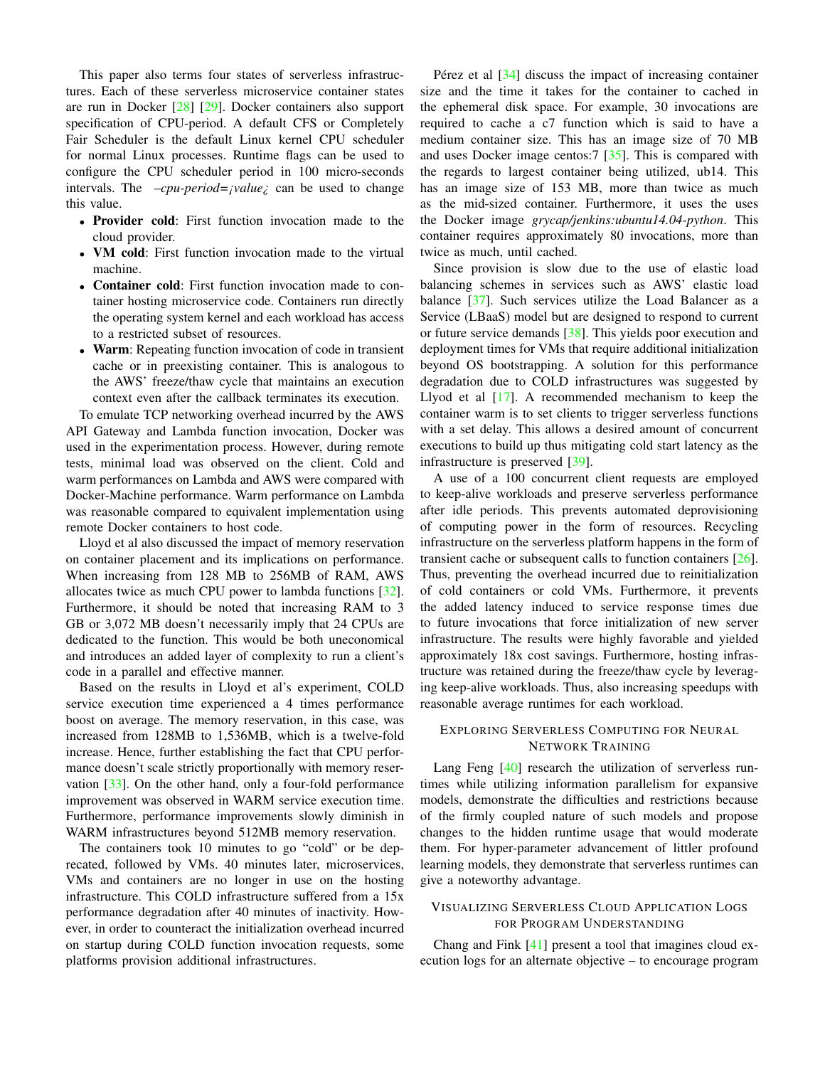This paper also terms four states of serverless infrastructures. Each of these serverless microservice container states are run in Docker [28] [29]. Docker containers also support specification of CPU-period. A default CFS or Completely Fair Scheduler is the default Linux kernel CPU scheduler for normal Linux processes. Runtime flags can be used to configure the CPU scheduler period in 100 micro-seconds intervals. The *–cpu-period=¡value¿* can be used to change this value.

- **Provider cold**: First function invocation made to the cloud provider.
- **VM cold**: First function invocation made to the virtual machine.
- **Container cold**: First function invocation made to container hosting microservice code. Containers run directly the operating system kernel and each workload has access to a restricted subset of resources.
- **Warm**: Repeating function invocation of code in transient cache or in preexisting container. This is analogous to the AWS' freeze/thaw cycle that maintains an execution context even after the callback terminates its execution.

To emulate TCP networking overhead incurred by the AWS API Gateway and Lambda function invocation, Docker was used in the experimentation process. However, during remote tests, minimal load was observed on the client. Cold and warm performances on Lambda and AWS were compared with Docker-Machine performance. Warm performance on Lambda was reasonable compared to equivalent implementation using remote Docker containers to host code.

Lloyd et al also discussed the impact of memory reservation on container placement and its implications on performance. When increasing from 128 MB to 256MB of RAM, AWS allocates twice as much CPU power to lambda functions [32]. Furthermore, it should be noted that increasing RAM to 3 GB or 3,072 MB doesn't necessarily imply that 24 CPUs are dedicated to the function. This would be both uneconomical and introduces an added layer of complexity to run a client's code in a parallel and effective manner.

Based on the results in Lloyd et al's experiment, COLD service execution time experienced a 4 times performance boost on average. The memory reservation, in this case, was increased from 128MB to 1,536MB, which is a twelve-fold increase. Hence, further establishing the fact that CPU performance doesn't scale strictly proportionally with memory reservation [33]. On the other hand, only a four-fold performance improvement was observed in WARM service execution time. Furthermore, performance improvements slowly diminish in WARM infrastructures beyond 512MB memory reservation.

The containers took 10 minutes to go "cold" or be deprecated, followed by VMs. 40 minutes later, microservices, VMs and containers are no longer in use on the hosting infrastructure. This COLD infrastructure suffered from a 15x performance degradation after 40 minutes of inactivity. However, in order to counteract the initialization overhead incurred on startup during COLD function invocation requests, some platforms provision additional infrastructures.

Pérez et al [34] discuss the impact of increasing container size and the time it takes for the container to cached in the ephemeral disk space. For example, 30 invocations are required to cache a c7 function which is said to have a medium container size. This has an image size of 70 MB and uses Docker image centos:7 [35]. This is compared with the regards to largest container being utilized, ub14. This has an image size of 153 MB, more than twice as much as the mid-sized container. Furthermore, it uses the uses the Docker image *grycap/jenkins:ubuntu14.04-python*. This container requires approximately 80 invocations, more than twice as much, until cached.

Since provision is slow due to the use of elastic load balancing schemes in services such as AWS' elastic load balance [37]. Such services utilize the Load Balancer as a Service (LBaaS) model but are designed to respond to current or future service demands [38]. This yields poor execution and deployment times for VMs that require additional initialization beyond OS bootstrapping. A solution for this performance degradation due to COLD infrastructures was suggested by Llyod et al [17]. A recommended mechanism to keep the container warm is to set clients to trigger serverless functions with a set delay. This allows a desired amount of concurrent executions to build up thus mitigating cold start latency as the infrastructure is preserved [39].

A use of a 100 concurrent client requests are employed to keep-alive workloads and preserve serverless performance after idle periods. This prevents automated deprovisioning of computing power in the form of resources. Recycling infrastructure on the serverless platform happens in the form of transient cache or subsequent calls to function containers [26]. Thus, preventing the overhead incurred due to reinitialization of cold containers or cold VMs. Furthermore, it prevents the added latency induced to service response times due to future invocations that force initialization of new server infrastructure. The results were highly favorable and yielded approximately 18x cost savings. Furthermore, hosting infrastructure was retained during the freeze/thaw cycle by leveraging keep-alive workloads. Thus, also increasing speedups with reasonable average runtimes for each workload.

### Exploring Serverless Computing for Neural Network Training

Lang Feng [40] research the utilization of serverless runtimes while utilizing information parallelism for expansive models, demonstrate the difficulties and restrictions because of the firmly coupled nature of such models and propose changes to the hidden runtime usage that would moderate them. For hyper-parameter advancement of littler profound learning models, they demonstrate that serverless runtimes can give a noteworthy advantage.

### Visualizing Serverless Cloud Application Logs for Program Understanding

Chang and Fink [41] present a tool that imagines cloud execution logs for an alternate objective – to encourage program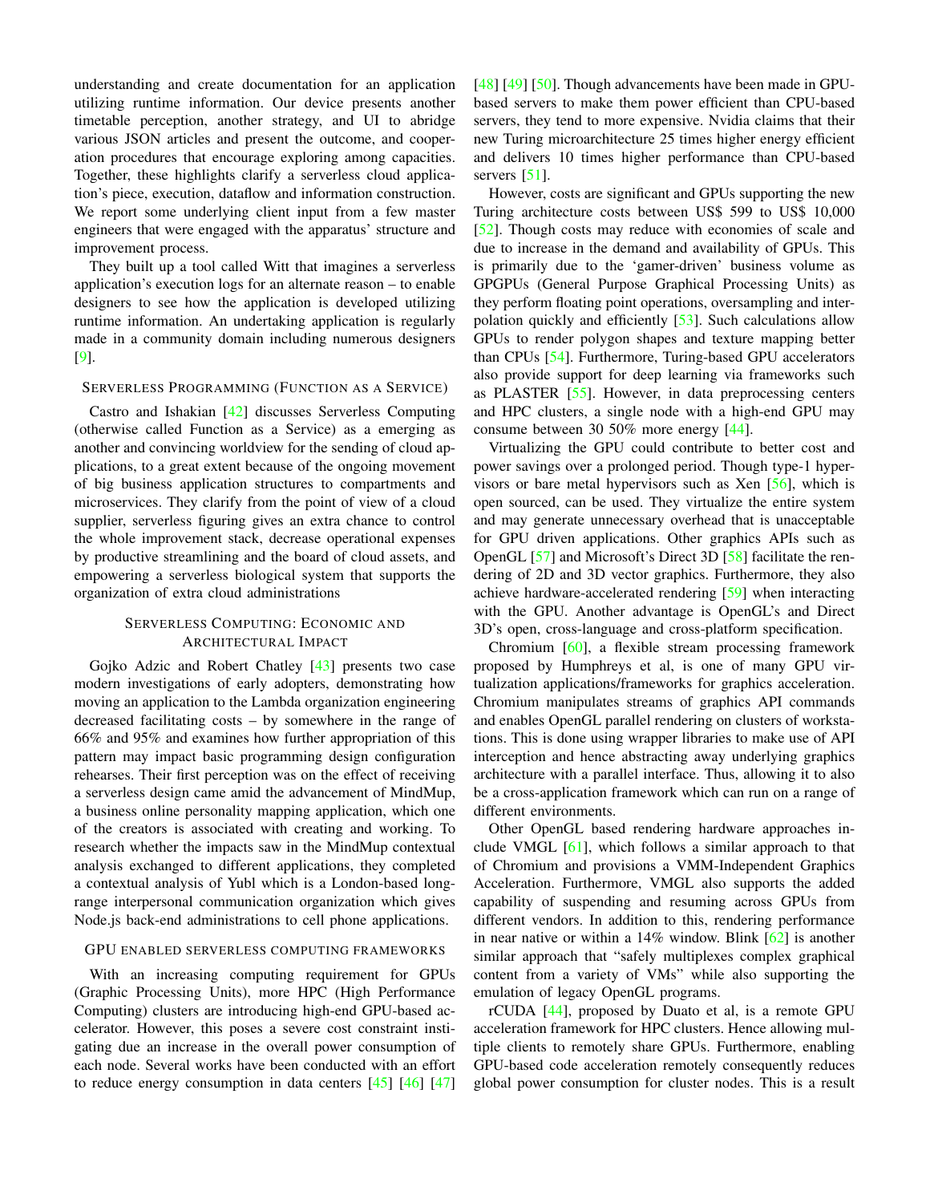understanding and create documentation for an application utilizing runtime information. Our device presents another timetable perception, another strategy, and UI to abridge various JSON articles and present the outcome, and cooperation procedures that encourage exploring among capacities. Together, these highlights clarify a serverless cloud application's piece, execution, dataflow and information construction. We report some underlying client input from a few master engineers that were engaged with the apparatus' structure and improvement process.

They built up a tool called Witt that imagines a serverless application's execution logs for an alternate reason – to enable designers to see how the application is developed utilizing runtime information. An undertaking application is regularly made in a community domain including numerous designers [9].

### Serverless Programming (Function as a Service)

Castro and Ishakian [42] discusses Serverless Computing (otherwise called Function as a Service) as a emerging as another and convincing worldview for the sending of cloud applications, to a great extent because of the ongoing movement of big business application structures to compartments and microservices. They clarify from the point of view of a cloud supplier, serverless figuring gives an extra chance to control the whole improvement stack, decrease operational expenses by productive streamlining and the board of cloud assets, and empowering a serverless biological system that supports the organization of extra cloud administrations

### Serverless Computing: Economic and Architectural Impact

Gojko Adzic and Robert Chatley [43] presents two case modern investigations of early adopters, demonstrating how moving an application to the Lambda organization engineering decreased facilitating costs – by somewhere in the range of 66% and 95% and examines how further appropriation of this pattern may impact basic programming design configuration rehearses. Their first perception was on the effect of receiving a serverless design came amid the advancement of MindMup, a business online personality mapping application, which one of the creators is associated with creating and working. To research whether the impacts saw in the MindMup contextual analysis exchanged to different applications, they completed a contextual analysis of Yubl which is a London-based long-range interpersonal communication organization which gives Node.js back-end administrations to cell phone applications.

### GPU enabled serverless computing frameworks

With an increasing computing requirement for GPUs (Graphic Processing Units), more HPC (High Performance Computing) clusters are introducing high-end GPU-based accelerator. However, this poses a severe cost constraint instigating due an increase in the overall power consumption of each node. Several works have been conducted with an effort to reduce energy consumption in data centers [45] [46] [47] [48] [49] [50]. Though advancements have been made in GPU-based servers to make them power efficient than CPU-based servers, they tend to more expensive. Nvidia claims that their new Turing microarchitecture 25 times higher energy efficient and delivers 10 times higher performance than CPU-based servers [51].

However, costs are significant and GPUs supporting the new Turing architecture costs between US$ 599 to US$ 10,000 [52]. Though costs may reduce with economies of scale and due to increase in the demand and availability of GPUs. This is primarily due to the 'gamer-driven' business volume as GPGPUs (General Purpose Graphical Processing Units) as they perform floating point operations, oversampling and interpolation quickly and efficiently [53]. Such calculations allow GPUs to render polygon shapes and texture mapping better than CPUs [54]. Furthermore, Turing-based GPU accelerators also provide support for deep learning via frameworks such as PLASTER [55]. However, in data preprocessing centers and HPC clusters, a single node with a high-end GPU may consume between 30 50% more energy [44].

Virtualizing the GPU could contribute to better cost and power savings over a prolonged period. Though type-1 hypervisors or bare metal hypervisors such as Xen [56], which is open sourced, can be used. They virtualize the entire system and may generate unnecessary overhead that is unacceptable for GPU driven applications. Other graphics APIs such as OpenGL [57] and Microsoft's Direct 3D [58] facilitate the rendering of 2D and 3D vector graphics. Furthermore, they also achieve hardware-accelerated rendering [59] when interacting with the GPU. Another advantage is OpenGL's and Direct 3D's open, cross-language and cross-platform specification.

Chromium [60], a flexible stream processing framework proposed by Humphreys et al, is one of many GPU virtualization applications/frameworks for graphics acceleration. Chromium manipulates streams of graphics API commands and enables OpenGL parallel rendering on clusters of workstations. This is done using wrapper libraries to make use of API interception and hence abstracting away underlying graphics architecture with a parallel interface. Thus, allowing it to also be a cross-application framework which can run on a range of different environments.

Other OpenGL based rendering hardware approaches include VMGL [61], which follows a similar approach to that of Chromium and provisions a VMM-Independent Graphics Acceleration. Furthermore, VMGL also supports the added capability of suspending and resuming across GPUs from different vendors. In addition to this, rendering performance in near native or within a 14% window. Blink [62] is another similar approach that "safely multiplexes complex graphical content from a variety of VMs" while also supporting the emulation of legacy OpenGL programs.

rCUDA [44], proposed by Duato et al, is a remote GPU acceleration framework for HPC clusters. Hence allowing multiple clients to remotely share GPUs. Furthermore, enabling GPU-based code acceleration remotely consequently reduces global power consumption for cluster nodes. This is a result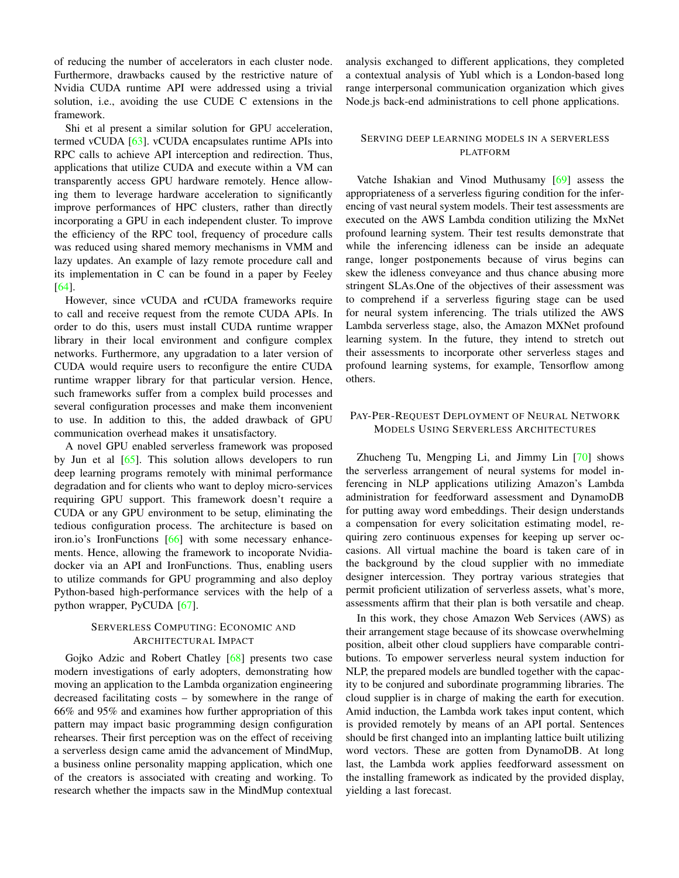of reducing the number of accelerators in each cluster node. Furthermore, drawbacks caused by the restrictive nature of Nvidia CUDA runtime API were addressed using a trivial solution, i.e., avoiding the use CUDE C extensions in the framework.

Shi et al present a similar solution for GPU acceleration, termed vCUDA [63]. vCUDA encapsulates runtime APIs into RPC calls to achieve API interception and redirection. Thus, applications that utilize CUDA and execute within a VM can transparently access GPU hardware remotely. Hence allowing them to leverage hardware acceleration to significantly improve performances of HPC clusters, rather than directly incorporating a GPU in each independent cluster. To improve the efficiency of the RPC tool, frequency of procedure calls was reduced using shared memory mechanisms in VMM and lazy updates. An example of lazy remote procedure call and its implementation in C can be found in a paper by Feeley [64].

However, since vCUDA and rCUDA frameworks require to call and receive request from the remote CUDA APIs. In order to do this, users must install CUDA runtime wrapper library in their local environment and configure complex networks. Furthermore, any upgradation to a later version of CUDA would require users to reconfigure the entire CUDA runtime wrapper library for that particular version. Hence, such frameworks suffer from a complex build processes and several configuration processes and make them inconvenient to use. In addition to this, the added drawback of GPU communication overhead makes it unsatisfactory.

A novel GPU enabled serverless framework was proposed by Jun et al [65]. This solution allows developers to run deep learning programs remotely with minimal performance degradation and for clients who want to deploy micro-services requiring GPU support. This framework doesn't require a CUDA or any GPU environment to be setup, eliminating the tedious configuration process. The architecture is based on iron.io's IronFunctions [66] with some necessary enhancements. Hence, allowing the framework to incoporate Nvidia-docker via an API and IronFunctions. Thus, enabling users to utilize commands for GPU programming and also deploy Python-based high-performance services with the help of a python wrapper, PyCUDA [67].

## Serverless Computing: Economic and Architectural Impact

Gojko Adzic and Robert Chatley [68] presents two case modern investigations of early adopters, demonstrating how moving an application to the Lambda organization engineering decreased facilitating costs – by somewhere in the range of 66% and 95% and examines how further appropriation of this pattern may impact basic programming design configuration rehearses. Their first perception was on the effect of receiving a serverless design came amid the advancement of MindMup, a business online personality mapping application, which one of the creators is associated with creating and working. To research whether the impacts saw in the MindMup contextual analysis exchanged to different applications, they completed a contextual analysis of Yubl which is a London-based long range interpersonal communication organization which gives Node.js back-end administrations to cell phone applications.

## Serving deep learning models in a serverless platform

Vatche Ishakian and Vinod Muthusamy [69] assess the appropriateness of a serverless figuring condition for the inferencing of vast neural system models. Their test assessments are executed on the AWS Lambda condition utilizing the MxNet profound learning system. Their test results demonstrate that while the inferencing idleness can be inside an adequate range, longer postponements because of virus begins can skew the idleness conveyance and thus chance abusing more stringent SLAs.One of the objectives of their assessment was to comprehend if a serverless figuring stage can be used for neural system inferencing. The trials utilized the AWS Lambda serverless stage, also, the Amazon MXNet profound learning system. In the future, they intend to stretch out their assessments to incorporate other serverless stages and profound learning systems, for example, Tensorflow among others.

## Pay-Per-Request Deployment of Neural Network Models Using Serverless Architectures

Zhucheng Tu, Mengping Li, and Jimmy Lin [70] shows the serverless arrangement of neural systems for model inferencing in NLP applications utilizing Amazon's Lambda administration for feedforward assessment and DynamoDB for putting away word embeddings. Their design understands a compensation for every solicitation estimating model, requiring zero continuous expenses for keeping up server occasions. All virtual machine the board is taken care of in the background by the cloud supplier with no immediate designer intercession. They portray various strategies that permit proficient utilization of serverless assets, what's more, assessments affirm that their plan is both versatile and cheap.

In this work, they chose Amazon Web Services (AWS) as their arrangement stage because of its showcase overwhelming position, albeit other cloud suppliers have comparable contributions. To empower serverless neural system induction for NLP, the prepared models are bundled together with the capacity to be conjured and subordinate programming libraries. The cloud supplier is in charge of making the earth for execution. Amid induction, the Lambda work takes input content, which is provided remotely by means of an API portal. Sentences should be first changed into an implanting lattice built utilizing word vectors. These are gotten from DynamoDB. At long last, the Lambda work applies feedforward assessment on the installing framework as indicated by the provided display, yielding a last forecast.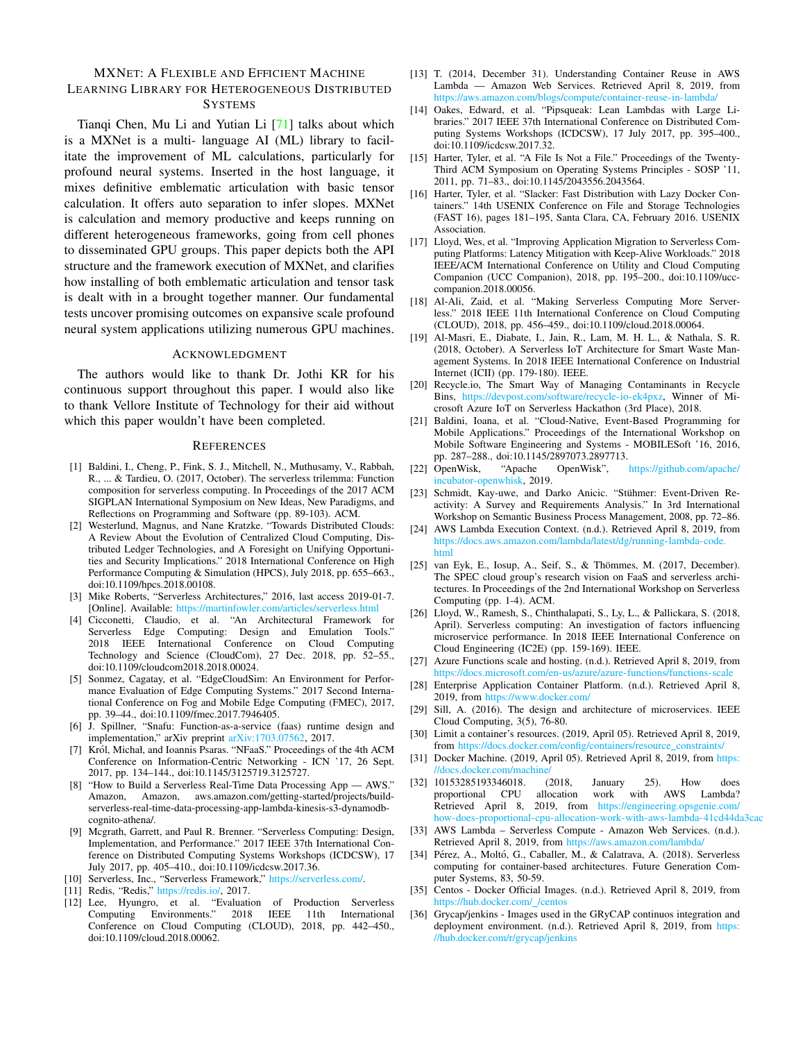### MXNet: A Flexible and Efficient Machine Learning Library for Heterogeneous Distributed Systems

Tianqi Chen, Mu Li and Yutian Li [71] talks about which is a MXNet is a multi- language AI (ML) library to facilitate the improvement of ML calculations, particularly for profound neural systems. Inserted in the host language, it mixes definitive emblematic articulation with basic tensor calculation. It offers auto separation to infer slopes. MXNet is calculation and memory productive and keeps running on different heterogeneous frameworks, going from cell phones to disseminated GPU groups. This paper depicts both the API structure and the framework execution of MXNet, and clarifies how installing of both emblematic articulation and tensor task is dealt with in a brought together manner. Our fundamental tests uncover promising outcomes on expansive scale profound neural system applications utilizing numerous GPU machines.

## Acknowledgment

The authors would like to thank Dr. Jothi KR for his continuous support throughout this paper. I would also like to thank Vellore Institute of Technology for their aid without which this paper wouldn't have been completed.

## References

[1] Baldini, I., Cheng, P., Fink, S. J., Mitchell, N., Muthusamy, V., Rabbah, R., ... & Tardieu, O. (2017, October). The serverless trilemma: Function composition for serverless computing. In Proceedings of the 2017 ACM SIGPLAN International Symposium on New Ideas, New Paradigms, and Reflections on Programming and Software (pp. 89-103). ACM.

[2] Westerlund, Magnus, and Nane Kratzke. "Towards Distributed Clouds: A Review About the Evolution of Centralized Cloud Computing, Distributed Ledger Technologies, and A Foresight on Unifying Opportunities and Security Implications." 2018 International Conference on High Performance Computing & Simulation (HPCS), July 2018, pp. 655–663., doi:10.1109/hpcs.2018.00108.

[3] Mike Roberts, "Serverless Architectures," 2016, last access 2019-01-7. [Online]. Available: https://martinfowler.com/articles/serverless.html

[4] Cicconetti, Claudio, et al. "An Architectural Framework for Serverless Edge Computing: Design and Emulation Tools." 2018 IEEE International Conference on Cloud Computing Technology and Science (CloudCom), 27 Dec. 2018, pp. 52–55., doi:10.1109/cloudcom2018.2018.00024.

[5] Sonmez, Cagatay, et al. "EdgeCloudSim: An Environment for Performance Evaluation of Edge Computing Systems." 2017 Second International Conference on Fog and Mobile Edge Computing (FMEC), 2017, pp. 39–44., doi:10.1109/fmec.2017.7946405.

[6] J. Spillner, "Snafu: Function-as-a-service (faas) runtime design and implementation," arXiv preprint arXiv:1703.07562, 2017.

[7] Król, Michał, and Ioannis Psaras. "NFaaS." Proceedings of the 4th ACM Conference on Information-Centric Networking - ICN '17, 26 Sept. 2017, pp. 134–144., doi:10.1145/3125719.3125727.

[8] "How to Build a Serverless Real-Time Data Processing App — AWS." Amazon, Amazon, aws.amazon.com/getting-started/projects/build-serverless-real-time-data-processing-app-lambda-kinesis-s3-dynamodb-cognito-athena/.

[9] Mcgrath, Garrett, and Paul R. Brenner. "Serverless Computing: Design, Implementation, and Performance." 2017 IEEE 37th International Conference on Distributed Computing Systems Workshops (ICDCSW), 17 July 2017, pp. 405–410., doi:10.1109/icdcsw.2017.36.

[10] Serverless, Inc., "Serverless Framework," https://serverless.com/.

[11] Redis, "Redis," https://redis.io/, 2017.

[12] Lee, Hyungro, et al. "Evaluation of Production Serverless Computing Environments." 2018 IEEE 11th International Conference on Cloud Computing (CLOUD), 2018, pp. 442–450., doi:10.1109/cloud.2018.00062.

[13] T. (2014, December 31). Understanding Container Reuse in AWS Lambda — Amazon Web Services. Retrieved April 8, 2019, from https://aws.amazon.com/blogs/compute/container-reuse-in-lambda/

[14] Oakes, Edward, et al. "Pipsqueak: Lean Lambdas with Large Libraries." 2017 IEEE 37th International Conference on Distributed Computing Systems Workshops (ICDCSW), 17 July 2017, pp. 395–400., doi:10.1109/icdcsw.2017.32.

[15] Harter, Tyler, et al. "A File Is Not a File." Proceedings of the Twenty-Third ACM Symposium on Operating Systems Principles - SOSP '11, 2011, pp. 71–83., doi:10.1145/2043556.2043564.

[16] Harter, Tyler, et al. "Slacker: Fast Distribution with Lazy Docker Containers." 14th USENIX Conference on File and Storage Technologies (FAST 16), pages 181–195, Santa Clara, CA, February 2016. USENIX Association.

[17] Lloyd, Wes, et al. "Improving Application Migration to Serverless Computing Platforms: Latency Mitigation with Keep-Alive Workloads." 2018 IEEE/ACM International Conference on Utility and Cloud Computing Companion (UCC Companion), 2018, pp. 195–200., doi:10.1109/ucc-companion.2018.00056.

[18] Al-Ali, Zaid, et al. "Making Serverless Computing More Serverless." 2018 IEEE 11th International Conference on Cloud Computing (CLOUD), 2018, pp. 456–459., doi:10.1109/cloud.2018.00064.

[19] Al-Masri, E., Diabate, I., Jain, R., Lam, M. H. L., & Nathala, S. R. (2018, October). A Serverless IoT Architecture for Smart Waste Management Systems. In 2018 IEEE International Conference on Industrial Internet (ICII) (pp. 179-180). IEEE.

[20] Recycle.io, The Smart Way of Managing Contaminants in Recycle Bins, https://devpost.com/software/recycle-io-ek4pxz, Winner of Microsoft Azure IoT on Serverless Hackathon (3rd Place), 2018.

[21] Baldini, Ioana, et al. "Cloud-Native, Event-Based Programming for Mobile Applications." Proceedings of the International Workshop on Mobile Software Engineering and Systems - MOBILESoft '16, 2016, pp. 287–288., doi:10.1145/2897073.2897713.

[22] OpenWisk, "Apache OpenWisk", https://github.com/apache/incubator-openwhisk, 2019.

[23] Schmidt, Kay-uwe, and Darko Anicic. "Stühmer: Event-Driven Reactivity: A Survey and Requirements Analysis." In 3rd International Workshop on Semantic Business Process Management, 2008, pp. 72–86.

[24] AWS Lambda Execution Context. (n.d.). Retrieved April 8, 2019, from https://docs.aws.amazon.com/lambda/latest/dg/running-lambda-code.html

[25] van Eyk, E., Iosup, A., Seif, S., & Thömmes, M. (2017, December). The SPEC cloud group's research vision on FaaS and serverless architectures. In Proceedings of the 2nd International Workshop on Serverless Computing (pp. 1-4). ACM.

[26] Lloyd, W., Ramesh, S., Chinthalapati, S., Ly, L., & Pallickara, S. (2018, April). Serverless computing: An investigation of factors influencing microservice performance. In 2018 IEEE International Conference on Cloud Engineering (IC2E) (pp. 159-169). IEEE.

[27] Azure Functions scale and hosting. (n.d.). Retrieved April 8, 2019, from https://docs.microsoft.com/en-us/azure/azure-functions/functions-scale

[28] Enterprise Application Container Platform. (n.d.). Retrieved April 8, 2019, from https://www.docker.com/

[29] Sill, A. (2016). The design and architecture of microservices. IEEE Cloud Computing, 3(5), 76-80.

[30] Limit a container's resources. (2019, April 05). Retrieved April 8, 2019, from https://docs.docker.com/config/containers/resource_constraints/

[31] Docker Machine. (2019, April 05). Retrieved April 8, 2019, from https://docs.docker.com/machine/

[32] 10153285193346018. (2018, January 25). How does proportional CPU allocation work with AWS Lambda? Retrieved April 8, 2019, from https://engineering.opsgenie.com/how-does-proportional-cpu-allocation-work-with-aws-lambda-41cd44da3cac

[33] AWS Lambda – Serverless Compute - Amazon Web Services. (n.d.). Retrieved April 8, 2019, from https://aws.amazon.com/lambda/

[34] Pérez, A., Moltó, G., Caballer, M., & Calatrava, A. (2018). Serverless computing for container-based architectures. Future Generation Computer Systems, 83, 50-59.

[35] Centos - Docker Official Images. (n.d.). Retrieved April 8, 2019, from https://hub.docker.com/_/centos

[36] Grycap/jenkins - Images used in the GRyCAP continuos integration and deployment environment. (n.d.). Retrieved April 8, 2019, from https://hub.docker.com/r/grycap/jenkins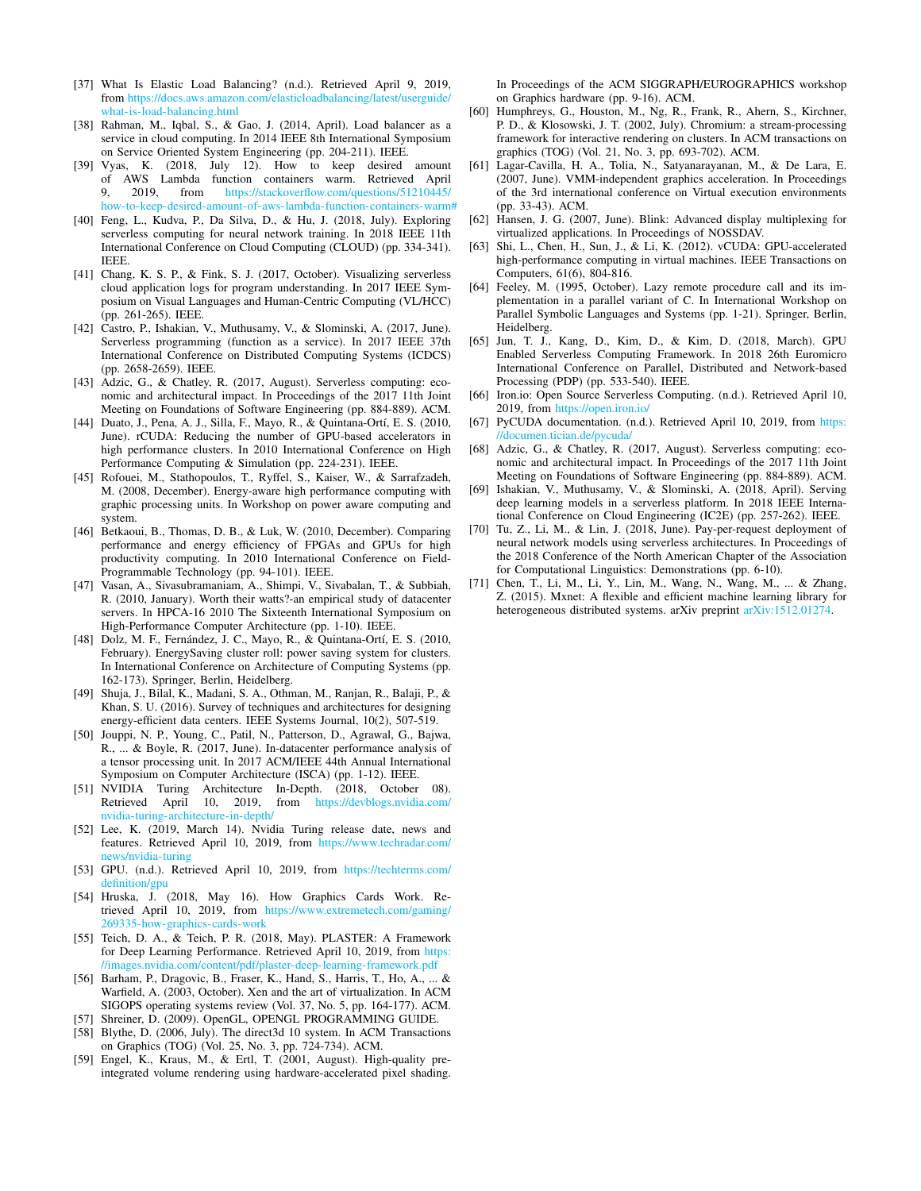[37] What Is Elastic Load Balancing? (n.d.). Retrieved April 9, 2019, from https://docs.aws.amazon.com/elasticloadbalancing/latest/userguide/what-is-load-balancing.html

[38] Rahman, M., Iqbal, S., & Gao, J. (2014, April). Load balancer as a service in cloud computing. In 2014 IEEE 8th International Symposium on Service Oriented System Engineering (pp. 204-211). IEEE.

[39] Vyas, K. (2018, July 12). How to keep desired amount of AWS Lambda function containers warm. Retrieved April 9, 2019, from https://stackoverflow.com/questions/51210445/how-to-keep-desired-amount-of-aws-lambda-function-containers-warm#

[40] Feng, L., Kudva, P., Da Silva, D., & Hu, J. (2018, July). Exploring serverless computing for neural network training. In 2018 IEEE 11th International Conference on Cloud Computing (CLOUD) (pp. 334-341). IEEE.

[41] Chang, K. S. P., & Fink, S. J. (2017, October). Visualizing serverless cloud application logs for program understanding. In 2017 IEEE Symposium on Visual Languages and Human-Centric Computing (VL/HCC) (pp. 261-265). IEEE.

[42] Castro, P., Ishakian, V., Muthusamy, V., & Slominski, A. (2017, June). Serverless programming (function as a service). In 2017 IEEE 37th International Conference on Distributed Computing Systems (ICDCS) (pp. 2658-2659). IEEE.

[43] Adzic, G., & Chatley, R. (2017, August). Serverless computing: economic and architectural impact. In Proceedings of the 2017 11th Joint Meeting on Foundations of Software Engineering (pp. 884-889). ACM.

[44] Duato, J., Pena, A. J., Silla, F., Mayo, R., & Quintana-Ortí, E. S. (2010, June). rCUDA: Reducing the number of GPU-based accelerators in high performance clusters. In 2010 International Conference on High Performance Computing & Simulation (pp. 224-231). IEEE.

[45] Rofouei, M., Stathopoulos, T., Ryffel, S., Kaiser, W., & Sarrafzadeh, M. (2008, December). Energy-aware high performance computing with graphic processing units. In Workshop on power aware computing and system.

[46] Betkaoui, B., Thomas, D. B., & Luk, W. (2010, December). Comparing performance and energy efficiency of FPGAs and GPUs for high productivity computing. In 2010 International Conference on Field-Programmable Technology (pp. 94-101). IEEE.

[47] Vasan, A., Sivasubramaniam, A., Shimpi, V., Sivabalan, T., & Subbiah, R. (2010, January). Worth their watts?-an empirical study of datacenter servers. In HPCA-16 2010 The Sixteenth International Symposium on High-Performance Computer Architecture (pp. 1-10). IEEE.

[48] Dolz, M. F., Fernández, J. C., Mayo, R., & Quintana-Ortí, E. S. (2010, February). EnergySaving cluster roll: power saving system for clusters. In International Conference on Architecture of Computing Systems (pp. 162-173). Springer, Berlin, Heidelberg.

[49] Shuja, J., Bilal, K., Madani, S. A., Othman, M., Ranjan, R., Balaji, P., & Khan, S. U. (2016). Survey of techniques and architectures for designing energy-efficient data centers. IEEE Systems Journal, 10(2), 507-519.

[50] Jouppi, N. P., Young, C., Patil, N., Patterson, D., Agrawal, G., Bajwa, R., ... & Boyle, R. (2017, June). In-datacenter performance analysis of a tensor processing unit. In 2017 ACM/IEEE 44th Annual International Symposium on Computer Architecture (ISCA) (pp. 1-12). IEEE.

[51] NVIDIA Turing Architecture In-Depth. (2018, October 08). Retrieved April 10, 2019, from https://devblogs.nvidia.com/nvidia-turing-architecture-in-depth/

[52] Lee, K. (2019, March 14). Nvidia Turing release date, news and features. Retrieved April 10, 2019, from https://www.techradar.com/news/nvidia-turing

[53] GPU. (n.d.). Retrieved April 10, 2019, from https://techterms.com/definition/gpu

[54] Hruska, J. (2018, May 16). How Graphics Cards Work. Retrieved April 10, 2019, from https://www.extremetech.com/gaming/269335-how-graphics-cards-work

[55] Teich, D. A., & Teich, P. R. (2018, May). PLASTER: A Framework for Deep Learning Performance. Retrieved April 10, 2019, from https://images.nvidia.com/content/pdf/plaster-deep-learning-framework.pdf

[56] Barham, P., Dragovic, B., Fraser, K., Hand, S., Harris, T., Ho, A., ... & Warfield, A. (2003, October). Xen and the art of virtualization. In ACM SIGOPS operating systems review (Vol. 37, No. 5, pp. 164-177). ACM.

[57] Shreiner, D. (2009). OpenGL, OPENGL PROGRAMMING GUIDE.

[58] Blythe, D. (2006, July). The direct3d 10 system. In ACM Transactions on Graphics (TOG) (Vol. 25, No. 3, pp. 724-734). ACM.

[59] Engel, K., Kraus, M., & Ertl, T. (2001, August). High-quality pre-integrated volume rendering using hardware-accelerated pixel shading. In Proceedings of the ACM SIGGRAPH/EUROGRAPHICS workshop on Graphics hardware (pp. 9-16). ACM.

[60] Humphreys, G., Houston, M., Ng, R., Frank, R., Ahern, S., Kirchner, P. D., & Klosowski, J. T. (2002, July). Chromium: a stream-processing framework for interactive rendering on clusters. In ACM transactions on graphics (TOG) (Vol. 21, No. 3, pp. 693-702). ACM.

[61] Lagar-Cavilla, H. A., Tolia, N., Satyanarayanan, M., & De Lara, E. (2007, June). VMM-independent graphics acceleration. In Proceedings of the 3rd international conference on Virtual execution environments (pp. 33-43). ACM.

[62] Hansen, J. G. (2007, June). Blink: Advanced display multiplexing for virtualized applications. In Proceedings of NOSSDAV.

[63] Shi, L., Chen, H., Sun, J., & Li, K. (2012). vCUDA: GPU-accelerated high-performance computing in virtual machines. IEEE Transactions on Computers, 61(6), 804-816.

[64] Feeley, M. (1995, October). Lazy remote procedure call and its implementation in a parallel variant of C. In International Workshop on Parallel Symbolic Languages and Systems (pp. 1-21). Springer, Berlin, Heidelberg.

[65] Jun, T. J., Kang, D., Kim, D., & Kim, D. (2018, March). GPU Enabled Serverless Computing Framework. In 2018 26th Euromicro International Conference on Parallel, Distributed and Network-based Processing (PDP) (pp. 533-540). IEEE.

[66] Iron.io: Open Source Serverless Computing. (n.d.). Retrieved April 10, 2019, from https://open.iron.io/

[67] PyCUDA documentation. (n.d.). Retrieved April 10, 2019, from https://documen.tician.de/pycuda/

[68] Adzic, G., & Chatley, R. (2017, August). Serverless computing: economic and architectural impact. In Proceedings of the 2017 11th Joint Meeting on Foundations of Software Engineering (pp. 884-889). ACM.

[69] Ishakian, V., Muthusamy, V., & Slominski, A. (2018, April). Serving deep learning models in a serverless platform. In 2018 IEEE International Conference on Cloud Engineering (IC2E) (pp. 257-262). IEEE.

[70] Tu, Z., Li, M., & Lin, J. (2018, June). Pay-per-request deployment of neural network models using serverless architectures. In Proceedings of the 2018 Conference of the North American Chapter of the Association for Computational Linguistics: Demonstrations (pp. 6-10).

[71] Chen, T., Li, M., Li, Y., Lin, M., Wang, N., Wang, M., ... & Zhang, Z. (2015). Mxnet: A flexible and efficient machine learning library for heterogeneous distributed systems. arXiv preprint arXiv:1512.01274.